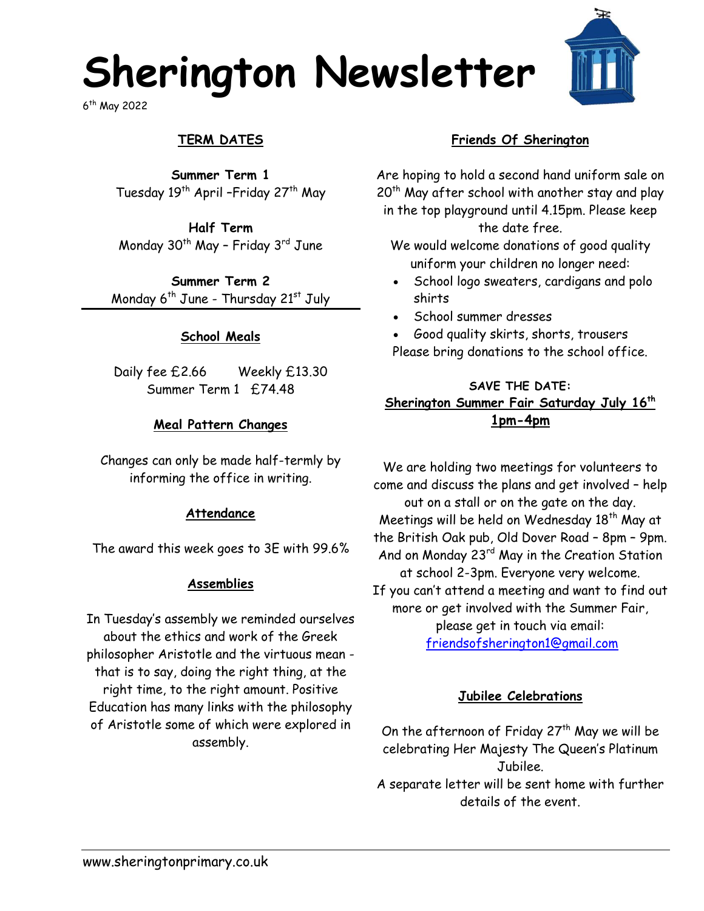# Sherington Newsletter

6th May 2022

## TERM DATES

**Summer Term 1**
Tuesday 19th April –Friday 27th May

**Half Term**
Monday 30th May – Friday 3rd June

**Summer Term 2**
Monday 6th June - Thursday 21st July

## School Meals

Daily fee £2.66 Weekly £13.30
Summer Term 1 £74.48

## Meal Pattern Changes

Changes can only be made half-termly by informing the office in writing.

## Attendance

The award this week goes to 3E with 99.6%

## Assemblies

In Tuesday's assembly we reminded ourselves about the ethics and work of the Greek philosopher Aristotle and the virtuous mean - that is to say, doing the right thing, at the right time, to the right amount. Positive Education has many links with the philosophy of Aristotle some of which were explored in assembly.

## Friends Of Sherington

Are hoping to hold a second hand uniform sale on 20th May after school with another stay and play in the top playground until 4.15pm. Please keep the date free.

We would welcome donations of good quality uniform your children no longer need:

- School logo sweaters, cardigans and polo shirts
- School summer dresses
- Good quality skirts, shorts, trousers

Please bring donations to the school office.

**SAVE THE DATE:**
**Sherington Summer Fair Saturday July 16th 1pm-4pm**

We are holding two meetings for volunteers to come and discuss the plans and get involved – help out on a stall or on the gate on the day. Meetings will be held on Wednesday 18th May at the British Oak pub, Old Dover Road – 8pm – 9pm. And on Monday 23rd May in the Creation Station at school 2-3pm. Everyone very welcome.
If you can't attend a meeting and want to find out more or get involved with the Summer Fair, please get in touch via email:
friendsofsherington1@gmail.com

## Jubilee Celebrations

On the afternoon of Friday 27th May we will be celebrating Her Majesty The Queen's Platinum Jubilee.
A separate letter will be sent home with further details of the event.

www.sheringtonprimary.co.uk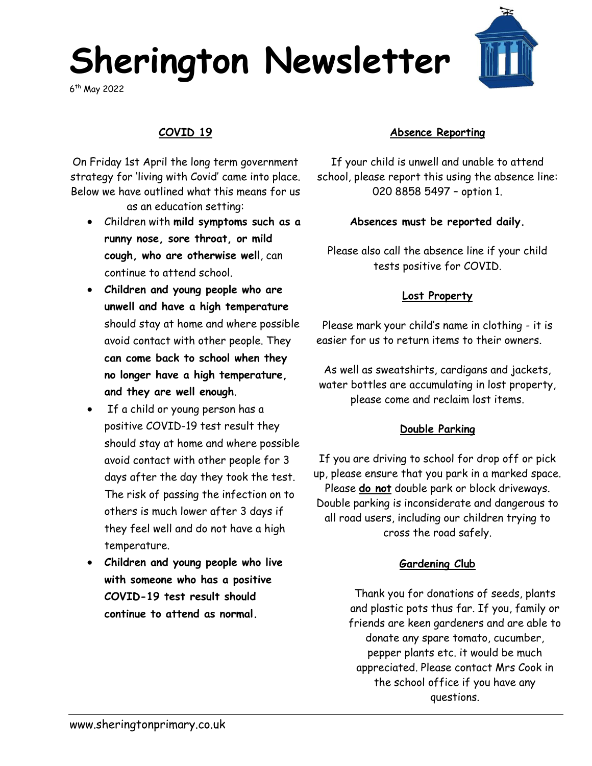# Sherington Newsletter

6th May 2022

## COVID 19

On Friday 1st April the long term government strategy for 'living with Covid' came into place. Below we have outlined what this means for us as an education setting:

- Children with **mild symptoms such as a runny nose, sore throat, or mild cough, who are otherwise well**, can continue to attend school.
- **Children and young people who are unwell and have a high temperature** should stay at home and where possible avoid contact with other people. They **can come back to school when they no longer have a high temperature, and they are well enough**.
- If a child or young person has a positive COVID-19 test result they should stay at home and where possible avoid contact with other people for 3 days after the day they took the test. The risk of passing the infection on to others is much lower after 3 days if they feel well and do not have a high temperature.
- **Children and young people who live with someone who has a positive COVID-19 test result should continue to attend as normal.**

## Absence Reporting

If your child is unwell and unable to attend school, please report this using the absence line: 020 8858 5497 – option 1.

**Absences must be reported daily.**

Please also call the absence line if your child tests positive for COVID.

## Lost Property

Please mark your child's name in clothing - it is easier for us to return items to their owners.

As well as sweatshirts, cardigans and jackets, water bottles are accumulating in lost property, please come and reclaim lost items.

## Double Parking

If you are driving to school for drop off or pick up, please ensure that you park in a marked space. Please **do not** double park or block driveways. Double parking is inconsiderate and dangerous to all road users, including our children trying to cross the road safely.

## Gardening Club

Thank you for donations of seeds, plants and plastic pots thus far. If you, family or friends are keen gardeners and are able to donate any spare tomato, cucumber, pepper plants etc. it would be much appreciated. Please contact Mrs Cook in the school office if you have any questions.